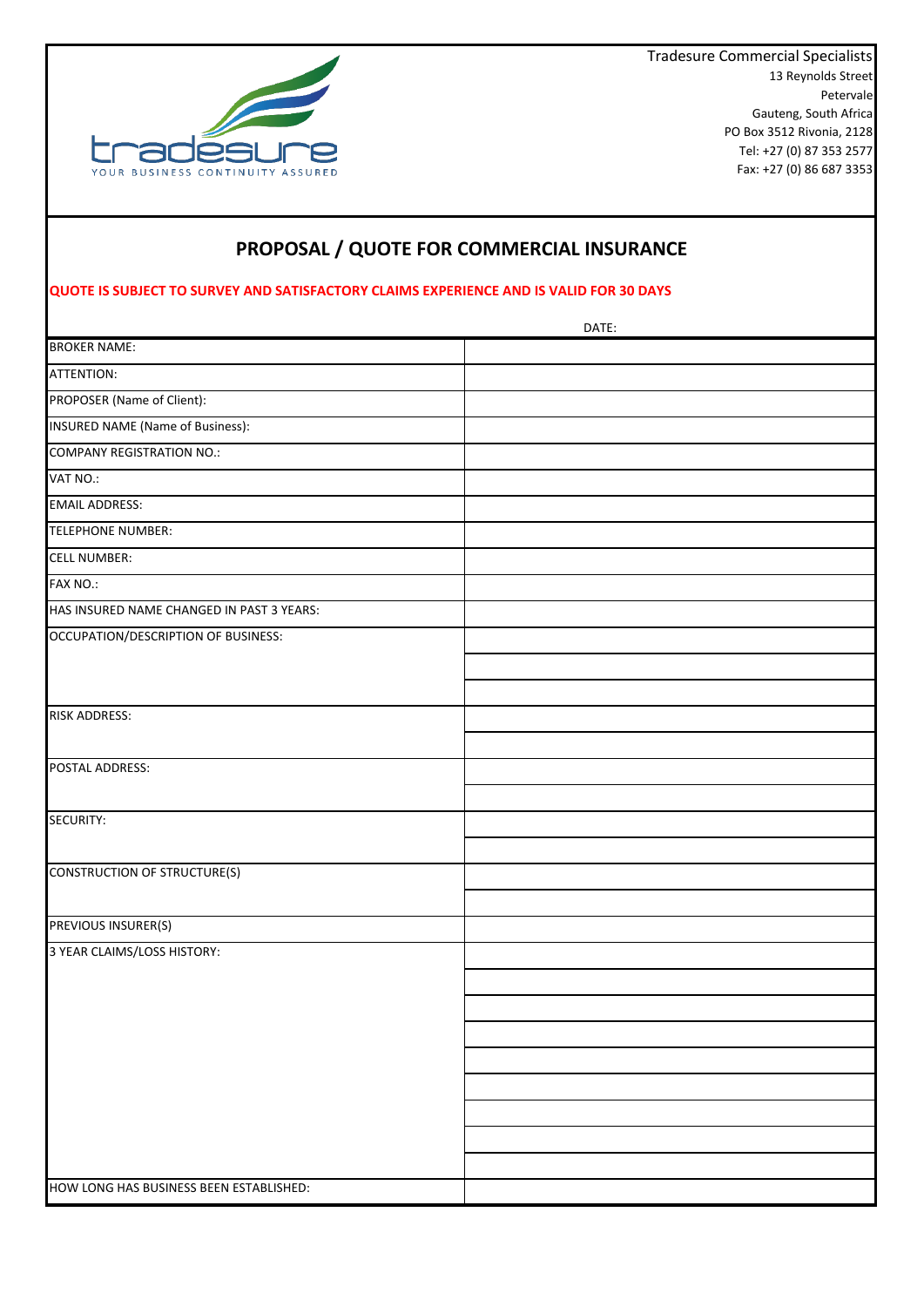tradesure
YOUR BUSINESS CONTINUITY ASSURED

Tradesure Commercial Specialists
13 Reynolds Street
Petervale
Gauteng, South Africa
PO Box 3512 Rivonia, 2128
Tel: +27 (0) 87 353 2577
Fax: +27 (0) 86 687 3353

# PROPOSAL / QUOTE FOR COMMERCIAL INSURANCE

**QUOTE IS SUBJECT TO SURVEY AND SATISFACTORY CLAIMS EXPERIENCE AND IS VALID FOR 30 DAYS**

| | DATE: |
|---|---|
| BROKER NAME: | |
| ATTENTION: | |
| PROPOSER (Name of Client): | |
| INSURED NAME (Name of Business): | |
| COMPANY REGISTRATION NO.: | |
| VAT NO.: | |
| EMAIL ADDRESS: | |
| TELEPHONE NUMBER: | |
| CELL NUMBER: | |
| FAX NO.: | |
| HAS INSURED NAME CHANGED IN PAST 3 YEARS: | |
| OCCUPATION/DESCRIPTION OF BUSINESS: | |
| | |
| | |
| RISK ADDRESS: | |
| | |
| POSTAL ADDRESS: | |
| | |
| SECURITY: | |
| | |
| CONSTRUCTION OF STRUCTURE(S) | |
| | |
| PREVIOUS INSURER(S) | |
| 3 YEAR CLAIMS/LOSS HISTORY: | |
| | |
| | |
| | |
| | |
| | |
| | |
| | |
| | |
| HOW LONG HAS BUSINESS BEEN ESTABLISHED: | |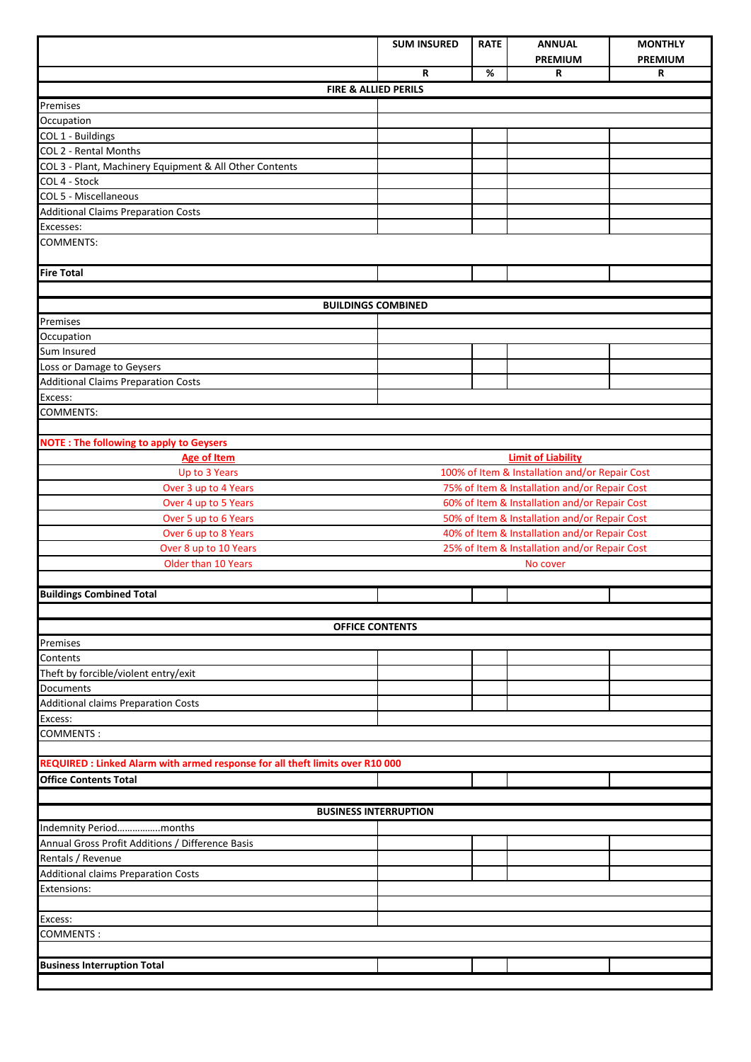| | SUM INSURED | RATE | ANNUAL PREMIUM | MONTHLY PREMIUM |
|---|---|---|---|---|
| | R | % | R | R |
| **FIRE & ALLIED PERILS** | | | | |
| Premises | | | | |
| Occupation | | | | |
| COL 1 - Buildings | | | | |
| COL 2 - Rental Months | | | | |
| COL 3 - Plant, Machinery Equipment & All Other Contents | | | | |
| COL 4 - Stock | | | | |
| COL 5 - Miscellaneous | | | | |
| Additional Claims Preparation Costs | | | | |
| Excesses: | | | | |
| COMMENTS: | | | | |
| **Fire Total** | | | | |
| **BUILDINGS COMBINED** | | | | |
| Premises | | | | |
| Occupation | | | | |
| Sum Insured | | | | |
| Loss or Damage to Geysers | | | | |
| Additional Claims Preparation Costs | | | | |
| Excess: | | | | |
| COMMENTS: | | | | |

**NOTE : The following to apply to Geysers**

| Age of Item | Limit of Liability |
|---|---|
| Up to 3 Years | 100% of Item & Installation and/or Repair Cost |
| Over 3 up to 4 Years | 75% of Item & Installation and/or Repair Cost |
| Over 4 up to 5 Years | 60% of Item & Installation and/or Repair Cost |
| Over 5 up to 6 Years | 50% of Item & Installation and/or Repair Cost |
| Over 6 up to 8 Years | 40% of Item & Installation and/or Repair Cost |
| Over 8 up to 10 Years | 25% of Item & Installation and/or Repair Cost |
| Older than 10 Years | No cover |

| | SUM INSURED | RATE | ANNUAL PREMIUM | MONTHLY PREMIUM |
|---|---|---|---|---|
| **Buildings Combined Total** | | | | |
| **OFFICE CONTENTS** | | | | |
| Premises | | | | |
| Contents | | | | |
| Theft by forcible/violent entry/exit | | | | |
| Documents | | | | |
| Additional claims Preparation Costs | | | | |
| Excess: | | | | |
| COMMENTS : | | | | |
| **REQUIRED : Linked Alarm with armed response for all theft limits over R10 000** | | | | |
| **Office Contents Total** | | | | |
| **BUSINESS INTERRUPTION** | | | | |
| Indemnity Period……………..months | | | | |
| Annual Gross Profit Additions / Difference Basis | | | | |
| Rentals / Revenue | | | | |
| Additional claims Preparation Costs | | | | |
| Extensions: | | | | |
| Excess: | | | | |
| COMMENTS : | | | | |
| **Business Interruption Total** | | | | |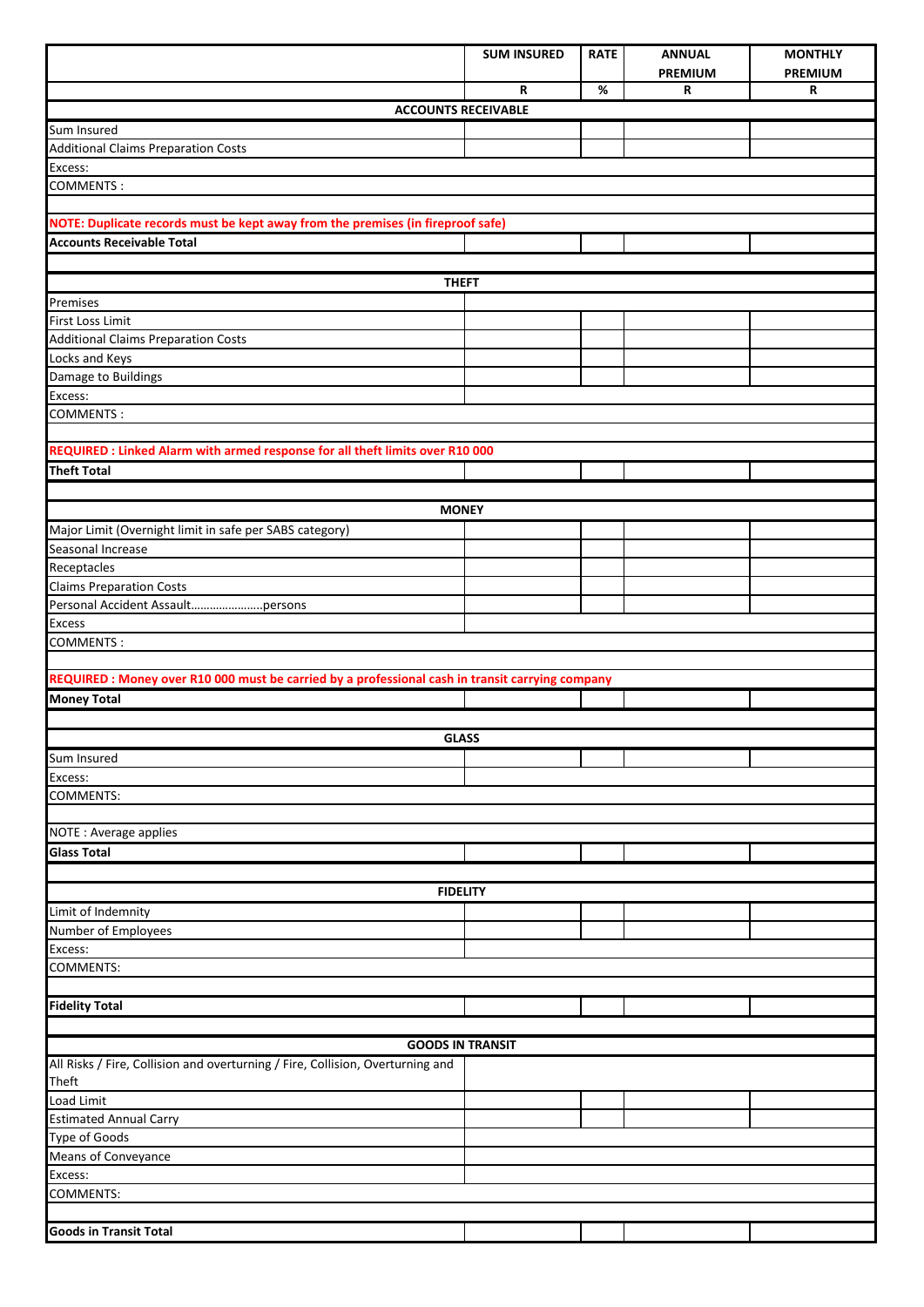| | SUM INSURED | RATE | ANNUAL PREMIUM | MONTHLY PREMIUM |
|---|---|---|---|---|
| | R | % | R | R |
| **ACCOUNTS RECEIVABLE** | | | | |
| Sum Insured | | | | |
| Additional Claims Preparation Costs | | | | |
| Excess: | | | | |
| COMMENTS : | | | | |
| | | | | |
| **NOTE: Duplicate records must be kept away from the premises (in fireproof safe)** | | | | |
| **Accounts Receivable Total** | | | | |
| | | | | |
| **THEFT** | | | | |
| Premises | | | | |
| First Loss Limit | | | | |
| Additional Claims Preparation Costs | | | | |
| Locks and Keys | | | | |
| Damage to Buildings | | | | |
| Excess: | | | | |
| COMMENTS : | | | | |
| | | | | |
| **REQUIRED : Linked Alarm with armed response for all theft limits over R10 000** | | | | |
| **Theft Total** | | | | |
| | | | | |
| **MONEY** | | | | |
| Major Limit (Overnight limit in safe per SABS category) | | | | |
| Seasonal Increase | | | | |
| Receptacles | | | | |
| Claims Preparation Costs | | | | |
| Personal Accident Assault......................persons | | | | |
| Excess | | | | |
| COMMENTS : | | | | |
| | | | | |
| **REQUIRED : Money over R10 000 must be carried by a professional cash in transit carrying company** | | | | |
| **Money Total** | | | | |
| | | | | |
| **GLASS** | | | | |
| Sum Insured | | | | |
| Excess: | | | | |
| COMMENTS: | | | | |
| | | | | |
| NOTE : Average applies | | | | |
| **Glass Total** | | | | |
| | | | | |
| **FIDELITY** | | | | |
| Limit of Indemnity | | | | |
| Number of Employees | | | | |
| Excess: | | | | |
| COMMENTS: | | | | |
| | | | | |
| **Fidelity Total** | | | | |
| | | | | |
| **GOODS IN TRANSIT** | | | | |
| All Risks / Fire, Collision and overturning / Fire, Collision, Overturning and Theft | | | | |
| Load Limit | | | | |
| Estimated Annual Carry | | | | |
| Type of Goods | | | | |
| Means of Conveyance | | | | |
| Excess: | | | | |
| COMMENTS: | | | | |
| | | | | |
| **Goods in Transit Total** | | | | |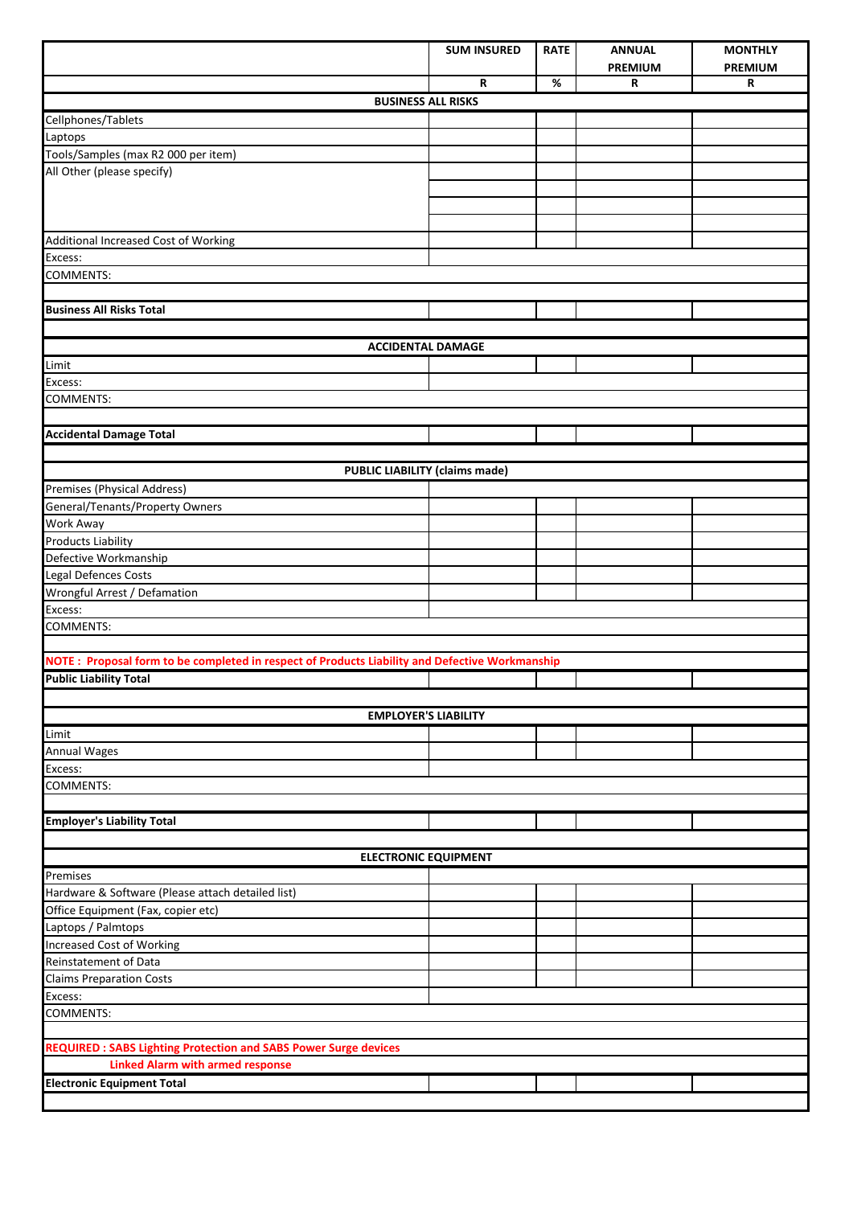| | SUM INSURED | RATE | ANNUAL PREMIUM | MONTHLY PREMIUM |
|---|---|---|---|---|
| | R | % | R | R |
| **BUSINESS ALL RISKS** | | | | |
| Cellphones/Tablets | | | | |
| Laptops | | | | |
| Tools/Samples (max R2 000 per item) | | | | |
| All Other (please specify) | | | | |
| | | | | |
| | | | | |
| | | | | |
| Additional Increased Cost of Working | | | | |
| Excess: | | | | |
| COMMENTS: | | | | |
| | | | | |
| **Business All Risks Total** | | | | |
| | | | | |
| **ACCIDENTAL DAMAGE** | | | | |
| Limit | | | | |
| Excess: | | | | |
| COMMENTS: | | | | |
| | | | | |
| **Accidental Damage Total** | | | | |
| | | | | |
| **PUBLIC LIABILITY (claims made)** | | | | |
| Premises (Physical Address) | | | | |
| General/Tenants/Property Owners | | | | |
| Work Away | | | | |
| Products Liability | | | | |
| Defective Workmanship | | | | |
| Legal Defences Costs | | | | |
| Wrongful Arrest / Defamation | | | | |
| Excess: | | | | |
| COMMENTS: | | | | |
| | | | | |
| **NOTE : Proposal form to be completed in respect of Products Liability and Defective Workmanship** | | | | |
| **Public Liability Total** | | | | |
| | | | | |
| **EMPLOYER'S LIABILITY** | | | | |
| Limit | | | | |
| Annual Wages | | | | |
| Excess: | | | | |
| COMMENTS: | | | | |
| | | | | |
| **Employer's Liability Total** | | | | |
| | | | | |
| **ELECTRONIC EQUIPMENT** | | | | |
| Premises | | | | |
| Hardware & Software (Please attach detailed list) | | | | |
| Office Equipment (Fax, copier etc) | | | | |
| Laptops / Palmtops | | | | |
| Increased Cost of Working | | | | |
| Reinstatement of Data | | | | |
| Claims Preparation Costs | | | | |
| Excess: | | | | |
| COMMENTS: | | | | |
| | | | | |
| **REQUIRED : SABS Lighting Protection and SABS Power Surge devices** | | | | |
| **Linked Alarm with armed response** | | | | |
| **Electronic Equipment Total** | | | | |
| | | | | |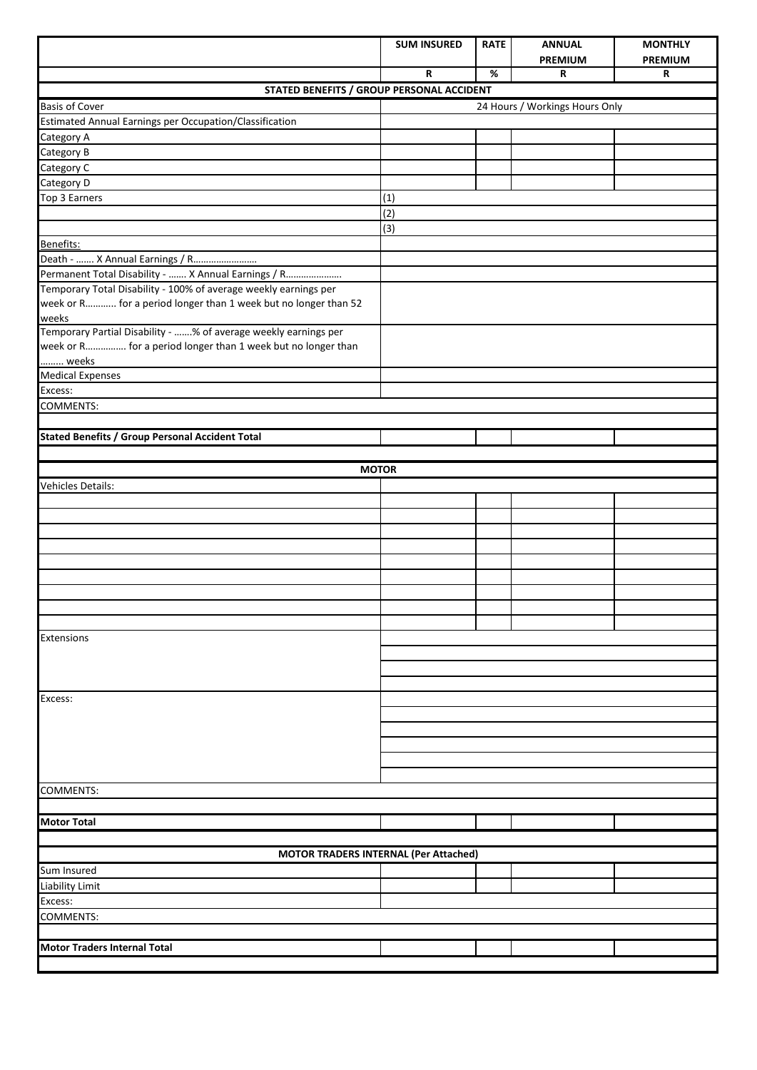| | SUM INSURED | RATE | ANNUAL PREMIUM | MONTHLY PREMIUM |
|---|---|---|---|---|
| | R | % | R | R |
| **STATED BENEFITS / GROUP PERSONAL ACCIDENT** | | | | |
| Basis of Cover | 24 Hours / Workings Hours Only | | | |
| Estimated Annual Earnings per Occupation/Classification | | | | |
| Category A | | | | |
| Category B | | | | |
| Category C | | | | |
| Category D | | | | |
| Top 3 Earners | (1) | | | |
| | (2) | | | |
| | (3) | | | |
| Benefits: | | | | |
| Death - ....... X Annual Earnings / R....................... | | | | |
| Permanent Total Disability - ....... X Annual Earnings / R.................... | | | | |
| Temporary Total Disability - 100% of average weekly earnings per week or R............ for a period longer than 1 week but no longer than 52 weeks | | | | |
| Temporary Partial Disability - .......% of average weekly earnings per week or R................ for a period longer than 1 week but no longer than ......... weeks | | | | |
| Medical Expenses | | | | |
| Excess: | | | | |
| COMMENTS: | | | | |
| | | | | |
| **Stated Benefits / Group Personal Accident Total** | | | | |
| | | | | |
| **MOTOR** | | | | |
| Vehicles Details: | | | | |
| | | | | |
| | | | | |
| | | | | |
| | | | | |
| | | | | |
| | | | | |
| | | | | |
| | | | | |
| | | | | |
| Extensions | | | | |
| | | | | |
| | | | | |
| | | | | |
| Excess: | | | | |
| | | | | |
| | | | | |
| | | | | |
| | | | | |
| | | | | |
| COMMENTS: | | | | |
| | | | | |
| **Motor Total** | | | | |
| | | | | |
| **MOTOR TRADERS INTERNAL (Per Attached)** | | | | |
| Sum Insured | | | | |
| Liability Limit | | | | |
| Excess: | | | | |
| COMMENTS: | | | | |
| | | | | |
| **Motor Traders Internal Total** | | | | |
| | | | | |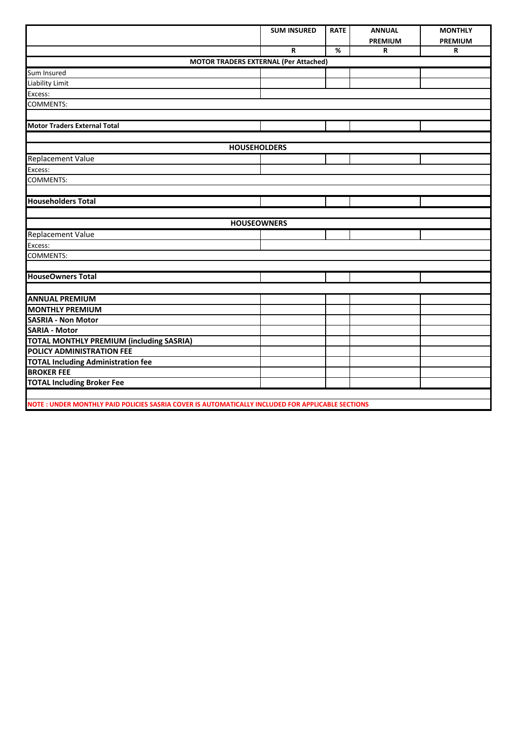| | SUM INSURED | RATE | ANNUAL PREMIUM | MONTHLY PREMIUM |
|---|---|---|---|---|
| | R | % | R | R |
| **MOTOR TRADERS EXTERNAL (Per Attached)** | | | | |
| Sum Insured | | | | |
| Liability Limit | | | | |
| Excess: | | | | |
| COMMENTS: | | | | |
| | | | | |
| **Motor Traders External Total** | | | | |
| | | | | |
| **HOUSEHOLDERS** | | | | |
| Replacement Value | | | | |
| Excess: | | | | |
| COMMENTS: | | | | |
| | | | | |
| **Householders Total** | | | | |
| | | | | |
| **HOUSEOWNERS** | | | | |
| Replacement Value | | | | |
| Excess: | | | | |
| COMMENTS: | | | | |
| | | | | |
| **HouseOwners Total** | | | | |
| | | | | |
| **ANNUAL PREMIUM** | | | | |
| **MONTHLY PREMIUM** | | | | |
| **SASRIA - Non Motor** | | | | |
| **SARIA - Motor** | | | | |
| **TOTAL MONTHLY PREMIUM (including SASRIA)** | | | | |
| **POLICY ADMINISTRATION FEE** | | | | |
| **TOTAL Including Administration fee** | | | | |
| **BROKER FEE** | | | | |
| **TOTAL Including Broker Fee** | | | | |
| | | | | |
| **NOTE : UNDER MONTHLY PAID POLICIES SASRIA COVER IS AUTOMATICALLY INCLUDED FOR APPLICABLE SECTIONS** | | | | |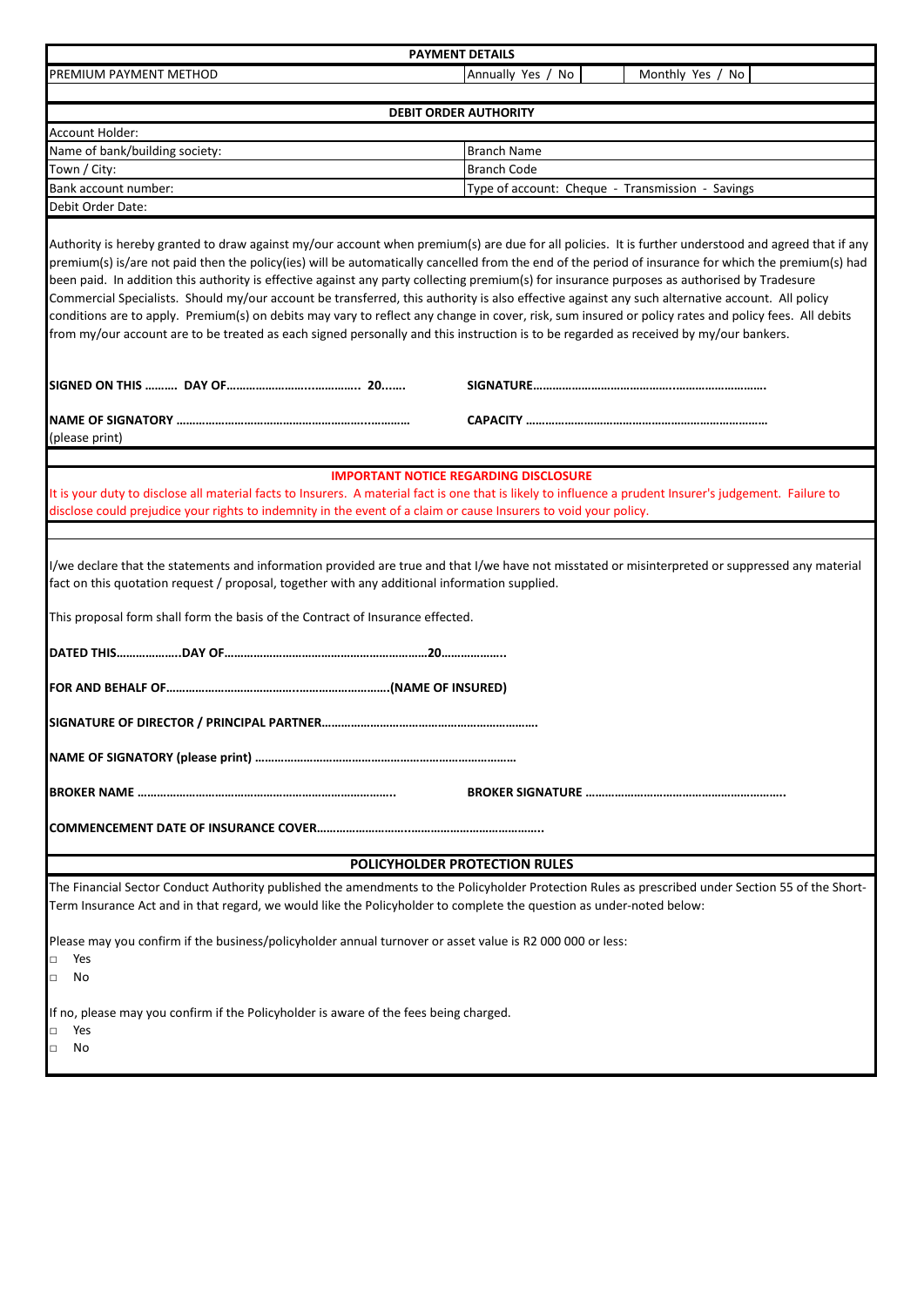## PAYMENT DETAILS

| | | |
|---|---|---|
| PREMIUM PAYMENT METHOD | Annually Yes / No | Monthly Yes / No |

## DEBIT ORDER AUTHORITY

| | |
|---|---|
| Account Holder: | |
| Name of bank/building society: | Branch Name |
| Town / City: | Branch Code |
| Bank account number: | Type of account: Cheque - Transmission - Savings |
| Debit Order Date: | |

Authority is hereby granted to draw against my/our account when premium(s) are due for all policies. It is further understood and agreed that if any premium(s) is/are not paid then the policy(ies) will be automatically cancelled from the end of the period of insurance for which the premium(s) had been paid. In addition this authority is effective against any party collecting premium(s) for insurance purposes as authorised by Tradesure Commercial Specialists. Should my/our account be transferred, this authority is also effective against any such alternative account. All policy conditions are to apply. Premium(s) on debits may vary to reflect any change in cover, risk, sum insured or policy rates and policy fees. All debits from my/our account are to be treated as each signed personally and this instruction is to be regarded as received by my/our bankers.

**SIGNED ON THIS ………. DAY OF…………………………………. 20…….** **SIGNATURE……………………………………………………………..**

**NAME OF SIGNATORY ……………………………………………………………….** **CAPACITY …………………………………………………………………**
(please print)

## IMPORTANT NOTICE REGARDING DISCLOSURE

It is your duty to disclose all material facts to Insurers. A material fact is one that is likely to influence a prudent Insurer's judgement. Failure to disclose could prejudice your rights to indemnity in the event of a claim or cause Insurers to void your policy.

I/we declare that the statements and information provided are true and that I/we have not misstated or misinterpreted or suppressed any material fact on this quotation request / proposal, together with any additional information supplied.

This proposal form shall form the basis of the Contract of Insurance effected.

**DATED THIS………………..DAY OF……………………………………………………20………………..**

**FOR AND BEHALF OF………………………………………………………………(NAME OF INSURED)**

**SIGNATURE OF DIRECTOR / PRINCIPAL PARTNER…………………………………………………………**

**NAME OF SIGNATORY (please print) ………………………………………………………………………**

**BROKER NAME ……………………………………………………………………..** **BROKER SIGNATURE ……………………………………………………..**

**COMMENCEMENT DATE OF INSURANCE COVER…………………………………………………………..**

## POLICYHOLDER PROTECTION RULES

The Financial Sector Conduct Authority published the amendments to the Policyholder Protection Rules as prescribed under Section 55 of the Short-Term Insurance Act and in that regard, we would like the Policyholder to complete the question as under-noted below:

Please may you confirm if the business/policyholder annual turnover or asset value is R2 000 000 or less:

- □ Yes
- □ No

If no, please may you confirm if the Policyholder is aware of the fees being charged.

- □ Yes
- □ No